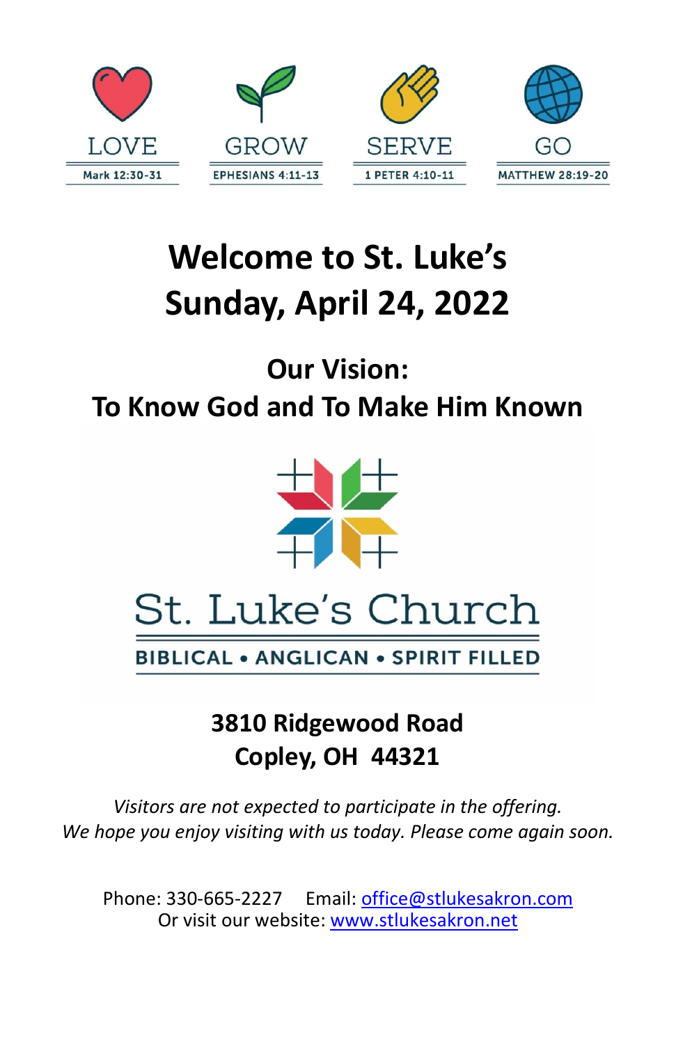LOVE
Mark 12:30-31

GROW
EPHESIANS 4:11-13

SERVE
1 PETER 4:10-11

GO
MATTHEW 28:19-20

# Welcome to St. Luke's
# Sunday, April 24, 2022

## Our Vision:
## To Know God and To Make Him Known

St. Luke's Church

BIBLICAL • ANGLICAN • SPIRIT FILLED

**3810 Ridgewood Road**
**Copley, OH 44321**

*Visitors are not expected to participate in the offering.*
*We hope you enjoy visiting with us today. Please come again soon.*

Phone: 330-665-2227 Email: office@stlukesakron.com
Or visit our website: www.stlukesakron.net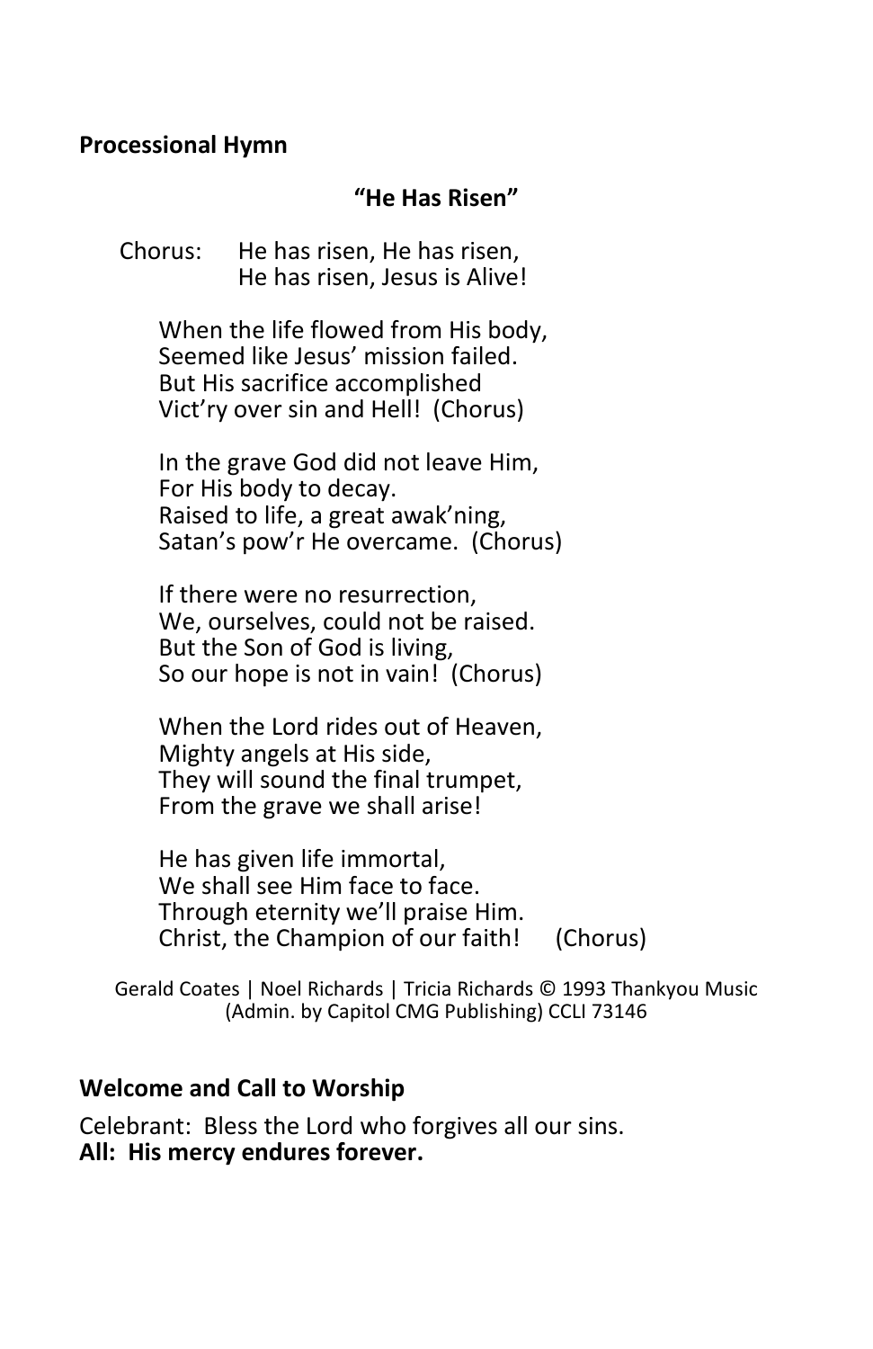**Processional Hymn**

**"He Has Risen"**

Chorus: He has risen, He has risen,
He has risen, Jesus is Alive!

When the life flowed from His body,
Seemed like Jesus' mission failed.
But His sacrifice accomplished
Vict'ry over sin and Hell! (Chorus)

In the grave God did not leave Him,
For His body to decay.
Raised to life, a great awak'ning,
Satan's pow'r He overcame. (Chorus)

If there were no resurrection,
We, ourselves, could not be raised.
But the Son of God is living,
So our hope is not in vain! (Chorus)

When the Lord rides out of Heaven,
Mighty angels at His side,
They will sound the final trumpet,
From the grave we shall arise!

He has given life immortal,
We shall see Him face to face.
Through eternity we'll praise Him.
Christ, the Champion of our faith! (Chorus)

Gerald Coates | Noel Richards | Tricia Richards © 1993 Thankyou Music (Admin. by Capitol CMG Publishing) CCLI 73146

**Welcome and Call to Worship**

Celebrant: Bless the Lord who forgives all our sins.
**All: His mercy endures forever.**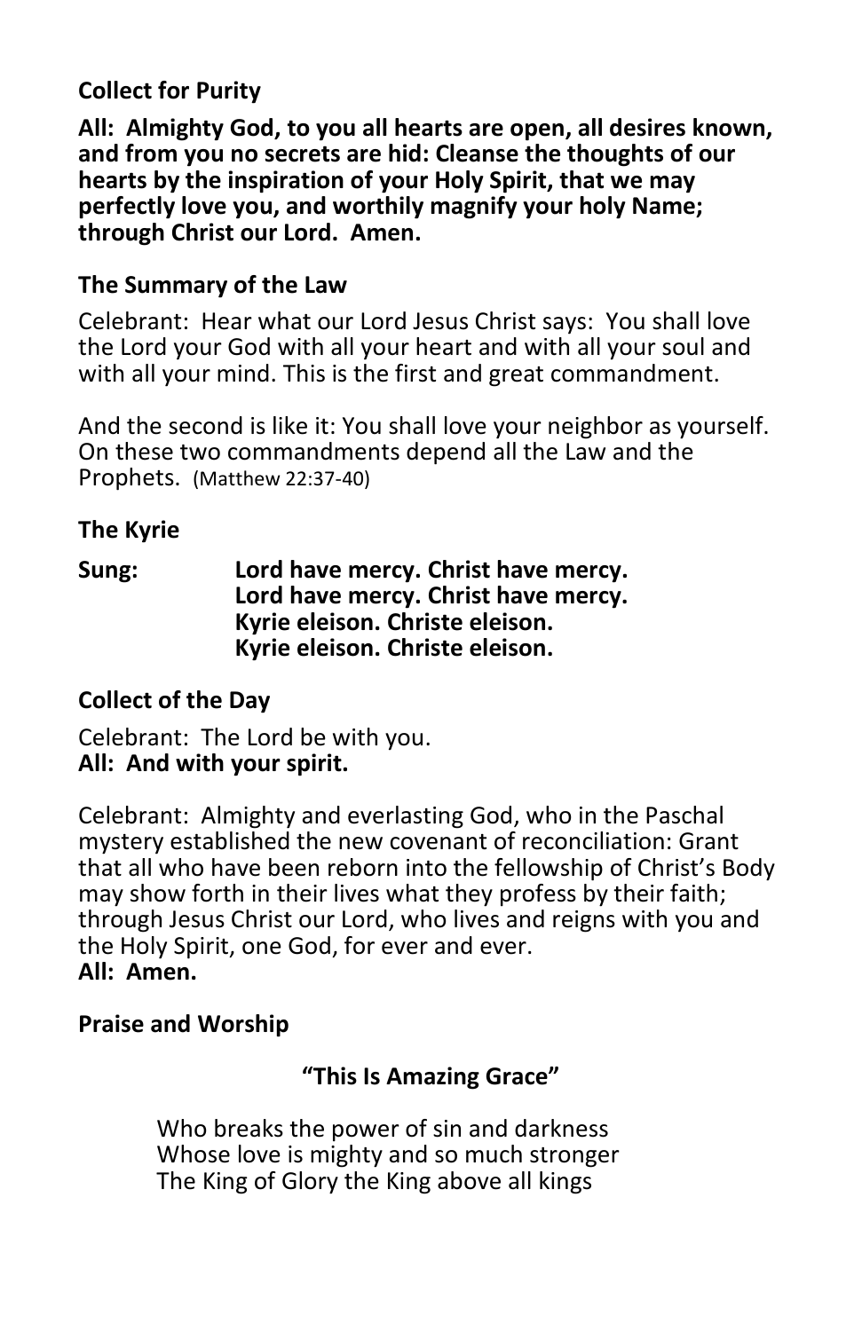### Collect for Purity

**All: Almighty God, to you all hearts are open, all desires known, and from you no secrets are hid: Cleanse the thoughts of our hearts by the inspiration of your Holy Spirit, that we may perfectly love you, and worthily magnify your holy Name; through Christ our Lord. Amen.**

### The Summary of the Law

Celebrant: Hear what our Lord Jesus Christ says: You shall love the Lord your God with all your heart and with all your soul and with all your mind. This is the first and great commandment.

And the second is like it: You shall love your neighbor as yourself. On these two commandments depend all the Law and the Prophets. (Matthew 22:37-40)

### The Kyrie

**Sung:** **Lord have mercy. Christ have mercy.**
**Lord have mercy. Christ have mercy.**
**Kyrie eleison. Christe eleison.**
**Kyrie eleison. Christe eleison.**

### Collect of the Day

Celebrant: The Lord be with you.
**All: And with your spirit.**

Celebrant: Almighty and everlasting God, who in the Paschal mystery established the new covenant of reconciliation: Grant that all who have been reborn into the fellowship of Christ's Body may show forth in their lives what they profess by their faith; through Jesus Christ our Lord, who lives and reigns with you and the Holy Spirit, one God, for ever and ever.
**All: Amen.**

### Praise and Worship

**"This Is Amazing Grace"**

Who breaks the power of sin and darkness
Whose love is mighty and so much stronger
The King of Glory the King above all kings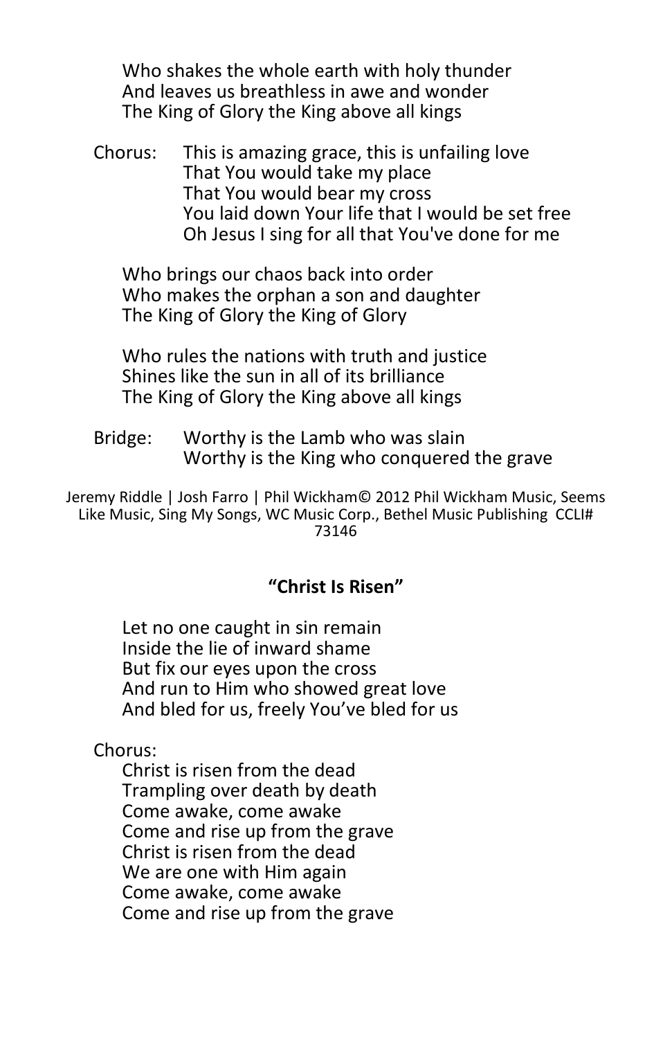Who shakes the whole earth with holy thunder
And leaves us breathless in awe and wonder
The King of Glory the King above all kings

Chorus: This is amazing grace, this is unfailing love
That You would take my place
That You would bear my cross
You laid down Your life that I would be set free
Oh Jesus I sing for all that You've done for me

Who brings our chaos back into order
Who makes the orphan a son and daughter
The King of Glory the King of Glory

Who rules the nations with truth and justice
Shines like the sun in all of its brilliance
The King of Glory the King above all kings

Bridge: Worthy is the Lamb who was slain
Worthy is the King who conquered the grave

Jeremy Riddle | Josh Farro | Phil Wickham© 2012 Phil Wickham Music, Seems Like Music, Sing My Songs, WC Music Corp., Bethel Music Publishing CCLI# 73146

## **"Christ Is Risen"**

Let no one caught in sin remain
Inside the lie of inward shame
But fix our eyes upon the cross
And run to Him who showed great love
And bled for us, freely You've bled for us

Chorus:
Christ is risen from the dead
Trampling over death by death
Come awake, come awake
Come and rise up from the grave
Christ is risen from the dead
We are one with Him again
Come awake, come awake
Come and rise up from the grave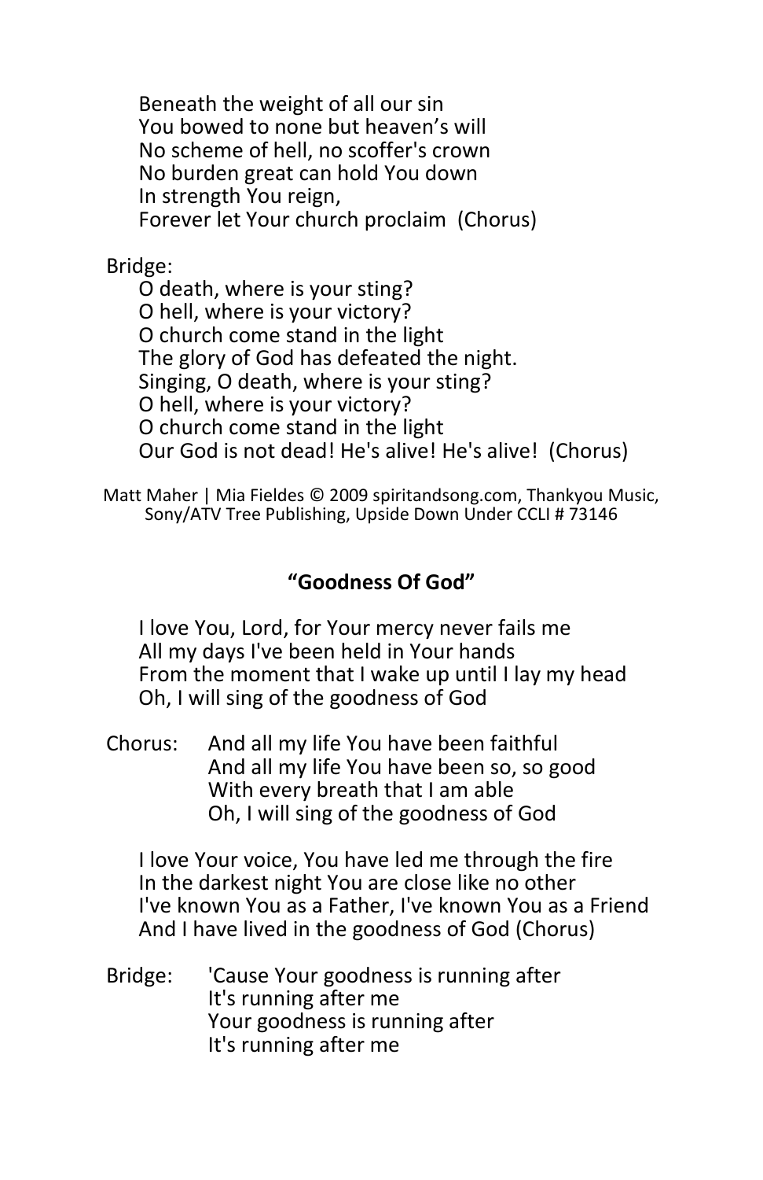Beneath the weight of all our sin
You bowed to none but heaven's will
No scheme of hell, no scoffer's crown
No burden great can hold You down
In strength You reign,
Forever let Your church proclaim (Chorus)

Bridge:
O death, where is your sting?
O hell, where is your victory?
O church come stand in the light
The glory of God has defeated the night.
Singing, O death, where is your sting?
O hell, where is your victory?
O church come stand in the light
Our God is not dead! He's alive! He's alive! (Chorus)

Matt Maher | Mia Fieldes © 2009 spiritandsong.com, Thankyou Music, Sony/ATV Tree Publishing, Upside Down Under CCLI # 73146

## **"Goodness Of God"**

I love You, Lord, for Your mercy never fails me
All my days I've been held in Your hands
From the moment that I wake up until I lay my head
Oh, I will sing of the goodness of God

Chorus: And all my life You have been faithful
And all my life You have been so, so good
With every breath that I am able
Oh, I will sing of the goodness of God

I love Your voice, You have led me through the fire
In the darkest night You are close like no other
I've known You as a Father, I've known You as a Friend
And I have lived in the goodness of God (Chorus)

Bridge: 'Cause Your goodness is running after
It's running after me
Your goodness is running after
It's running after me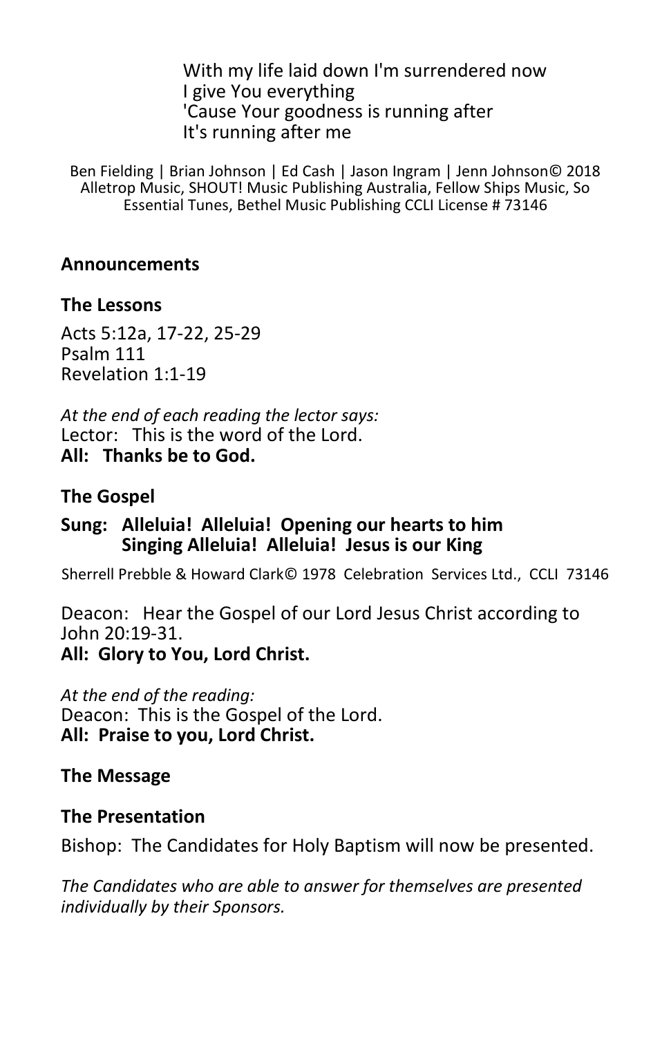With my life laid down I'm surrendered now  
I give You everything  
'Cause Your goodness is running after  
It's running after me

Ben Fielding | Brian Johnson | Ed Cash | Jason Ingram | Jenn Johnson© 2018 Alletrop Music, SHOUT! Music Publishing Australia, Fellow Ships Music, So Essential Tunes, Bethel Music Publishing CCLI License # 73146

### Announcements

### The Lessons

Acts 5:12a, 17-22, 25-29  
Psalm 111  
Revelation 1:1-19

*At the end of each reading the lector says:*  
Lector: This is the word of the Lord.  
**All: Thanks be to God.**

### The Gospel

**Sung: Alleluia! Alleluia! Opening our hearts to him**  
**Singing Alleluia! Alleluia! Jesus is our King**

Sherrell Prebble & Howard Clark© 1978 Celebration Services Ltd., CCLI 73146

Deacon: Hear the Gospel of our Lord Jesus Christ according to John 20:19-31.  
**All: Glory to You, Lord Christ.**

*At the end of the reading:*  
Deacon: This is the Gospel of the Lord.  
**All: Praise to you, Lord Christ.**

### The Message

### The Presentation

Bishop: The Candidates for Holy Baptism will now be presented.

*The Candidates who are able to answer for themselves are presented individually by their Sponsors.*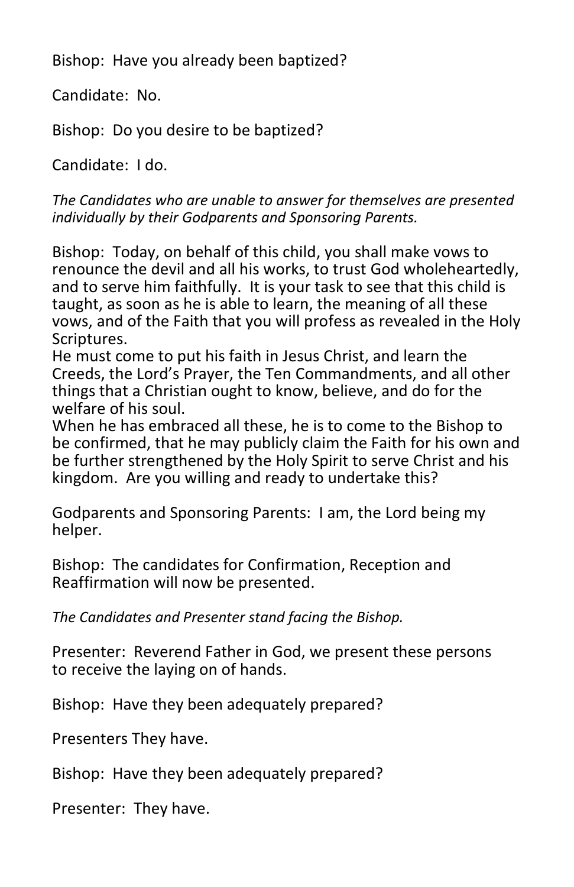Bishop: Have you already been baptized?

Candidate: No.

Bishop: Do you desire to be baptized?

Candidate: I do.

*The Candidates who are unable to answer for themselves are presented individually by their Godparents and Sponsoring Parents.*

Bishop: Today, on behalf of this child, you shall make vows to renounce the devil and all his works, to trust God wholeheartedly, and to serve him faithfully. It is your task to see that this child is taught, as soon as he is able to learn, the meaning of all these vows, and of the Faith that you will profess as revealed in the Holy Scriptures.
He must come to put his faith in Jesus Christ, and learn the Creeds, the Lord's Prayer, the Ten Commandments, and all other things that a Christian ought to know, believe, and do for the welfare of his soul.
When he has embraced all these, he is to come to the Bishop to be confirmed, that he may publicly claim the Faith for his own and be further strengthened by the Holy Spirit to serve Christ and his kingdom. Are you willing and ready to undertake this?

Godparents and Sponsoring Parents: I am, the Lord being my helper.

Bishop: The candidates for Confirmation, Reception and Reaffirmation will now be presented.

*The Candidates and Presenter stand facing the Bishop.*

Presenter: Reverend Father in God, we present these persons to receive the laying on of hands.

Bishop: Have they been adequately prepared?

Presenters They have.

Bishop: Have they been adequately prepared?

Presenter: They have.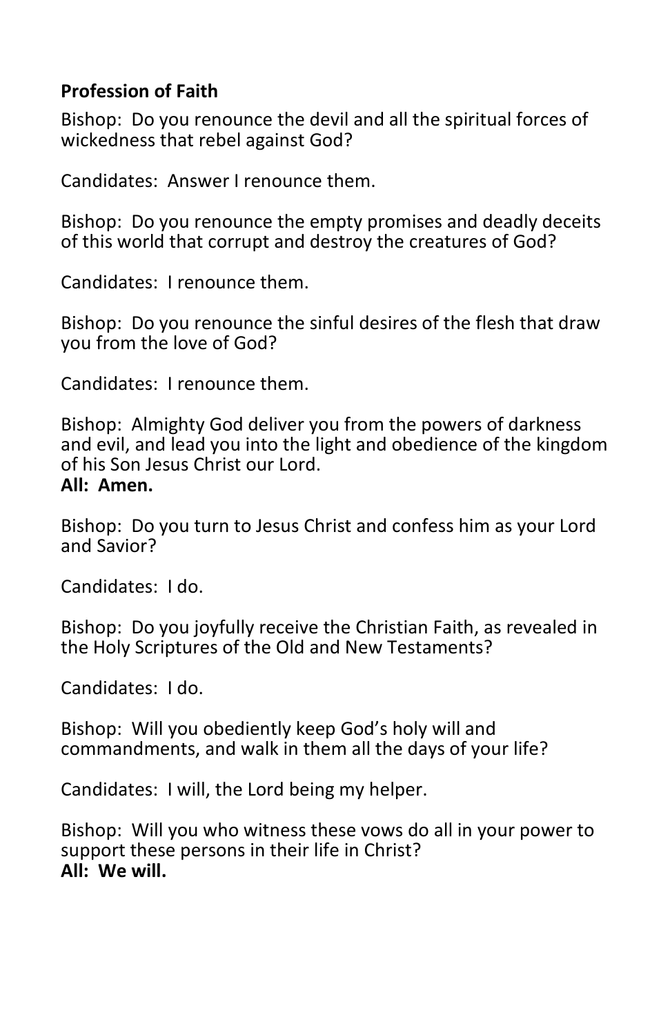**Profession of Faith**

Bishop: Do you renounce the devil and all the spiritual forces of wickedness that rebel against God?

Candidates: Answer I renounce them.

Bishop: Do you renounce the empty promises and deadly deceits of this world that corrupt and destroy the creatures of God?

Candidates: I renounce them.

Bishop: Do you renounce the sinful desires of the flesh that draw you from the love of God?

Candidates: I renounce them.

Bishop: Almighty God deliver you from the powers of darkness and evil, and lead you into the light and obedience of the kingdom of his Son Jesus Christ our Lord.
**All: Amen.**

Bishop: Do you turn to Jesus Christ and confess him as your Lord and Savior?

Candidates: I do.

Bishop: Do you joyfully receive the Christian Faith, as revealed in the Holy Scriptures of the Old and New Testaments?

Candidates: I do.

Bishop: Will you obediently keep God's holy will and commandments, and walk in them all the days of your life?

Candidates: I will, the Lord being my helper.

Bishop: Will you who witness these vows do all in your power to support these persons in their life in Christ?
**All: We will.**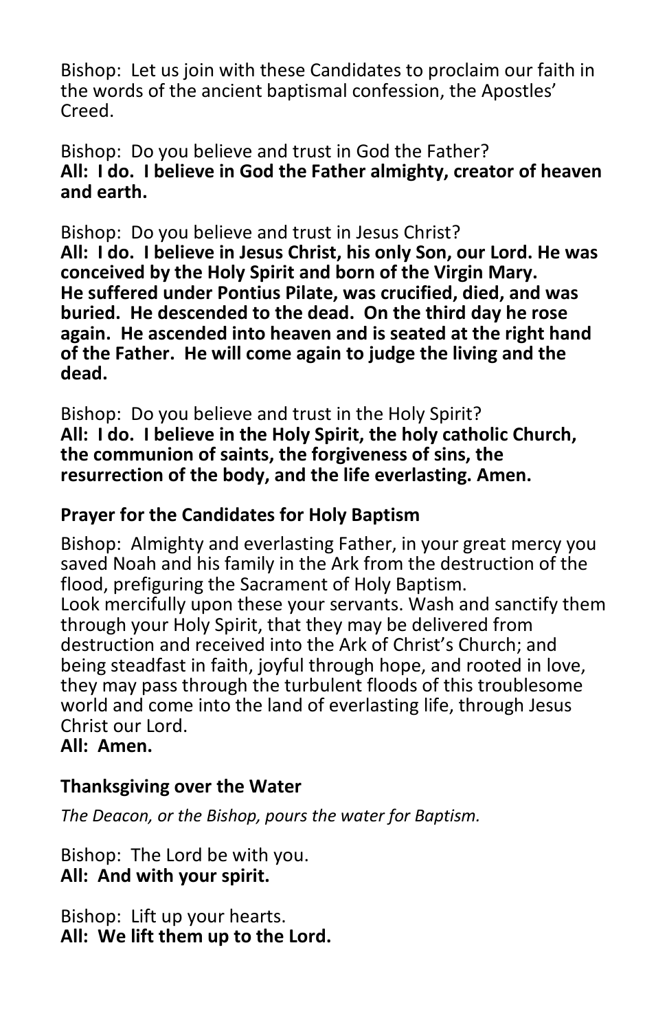Bishop: Let us join with these Candidates to proclaim our faith in the words of the ancient baptismal confession, the Apostles' Creed.

Bishop: Do you believe and trust in God the Father?
**All: I do. I believe in God the Father almighty, creator of heaven and earth.**

Bishop: Do you believe and trust in Jesus Christ?
**All: I do. I believe in Jesus Christ, his only Son, our Lord. He was conceived by the Holy Spirit and born of the Virgin Mary. He suffered under Pontius Pilate, was crucified, died, and was buried. He descended to the dead. On the third day he rose again. He ascended into heaven and is seated at the right hand of the Father. He will come again to judge the living and the dead.**

Bishop: Do you believe and trust in the Holy Spirit?
**All: I do. I believe in the Holy Spirit, the holy catholic Church, the communion of saints, the forgiveness of sins, the resurrection of the body, and the life everlasting. Amen.**

### Prayer for the Candidates for Holy Baptism

Bishop: Almighty and everlasting Father, in your great mercy you saved Noah and his family in the Ark from the destruction of the flood, prefiguring the Sacrament of Holy Baptism.
Look mercifully upon these your servants. Wash and sanctify them through your Holy Spirit, that they may be delivered from destruction and received into the Ark of Christ's Church; and being steadfast in faith, joyful through hope, and rooted in love, they may pass through the turbulent floods of this troublesome world and come into the land of everlasting life, through Jesus Christ our Lord.
**All: Amen.**

### Thanksgiving over the Water

*The Deacon, or the Bishop, pours the water for Baptism.*

Bishop: The Lord be with you.
**All: And with your spirit.**

Bishop: Lift up your hearts.
**All: We lift them up to the Lord.**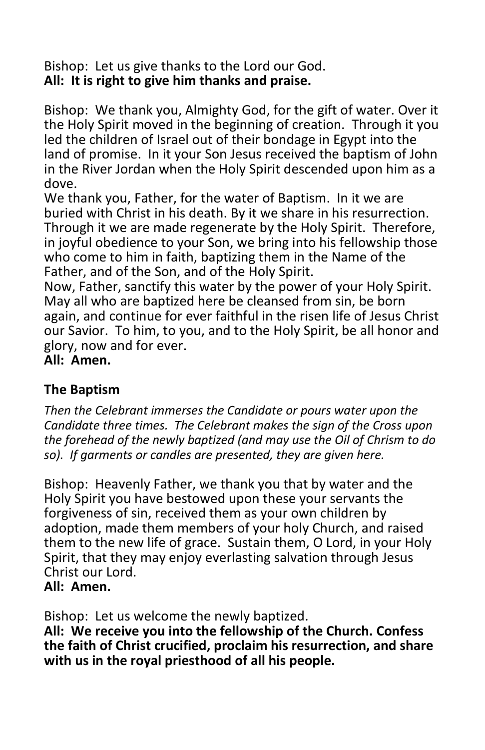Bishop: Let us give thanks to the Lord our God.
**All: It is right to give him thanks and praise.**

Bishop: We thank you, Almighty God, for the gift of water. Over it the Holy Spirit moved in the beginning of creation. Through it you led the children of Israel out of their bondage in Egypt into the land of promise. In it your Son Jesus received the baptism of John in the River Jordan when the Holy Spirit descended upon him as a dove.
We thank you, Father, for the water of Baptism. In it we are buried with Christ in his death. By it we share in his resurrection. Through it we are made regenerate by the Holy Spirit. Therefore, in joyful obedience to your Son, we bring into his fellowship those who come to him in faith, baptizing them in the Name of the Father, and of the Son, and of the Holy Spirit.
Now, Father, sanctify this water by the power of your Holy Spirit. May all who are baptized here be cleansed from sin, be born again, and continue for ever faithful in the risen life of Jesus Christ our Savior. To him, to you, and to the Holy Spirit, be all honor and glory, now and for ever.
**All: Amen.**

## The Baptism

*Then the Celebrant immerses the Candidate or pours water upon the Candidate three times. The Celebrant makes the sign of the Cross upon the forehead of the newly baptized (and may use the Oil of Chrism to do so). If garments or candles are presented, they are given here.*

Bishop: Heavenly Father, we thank you that by water and the Holy Spirit you have bestowed upon these your servants the forgiveness of sin, received them as your own children by adoption, made them members of your holy Church, and raised them to the new life of grace. Sustain them, O Lord, in your Holy Spirit, that they may enjoy everlasting salvation through Jesus Christ our Lord.
**All: Amen.**

Bishop: Let us welcome the newly baptized.
**All: We receive you into the fellowship of the Church. Confess the faith of Christ crucified, proclaim his resurrection, and share with us in the royal priesthood of all his people.**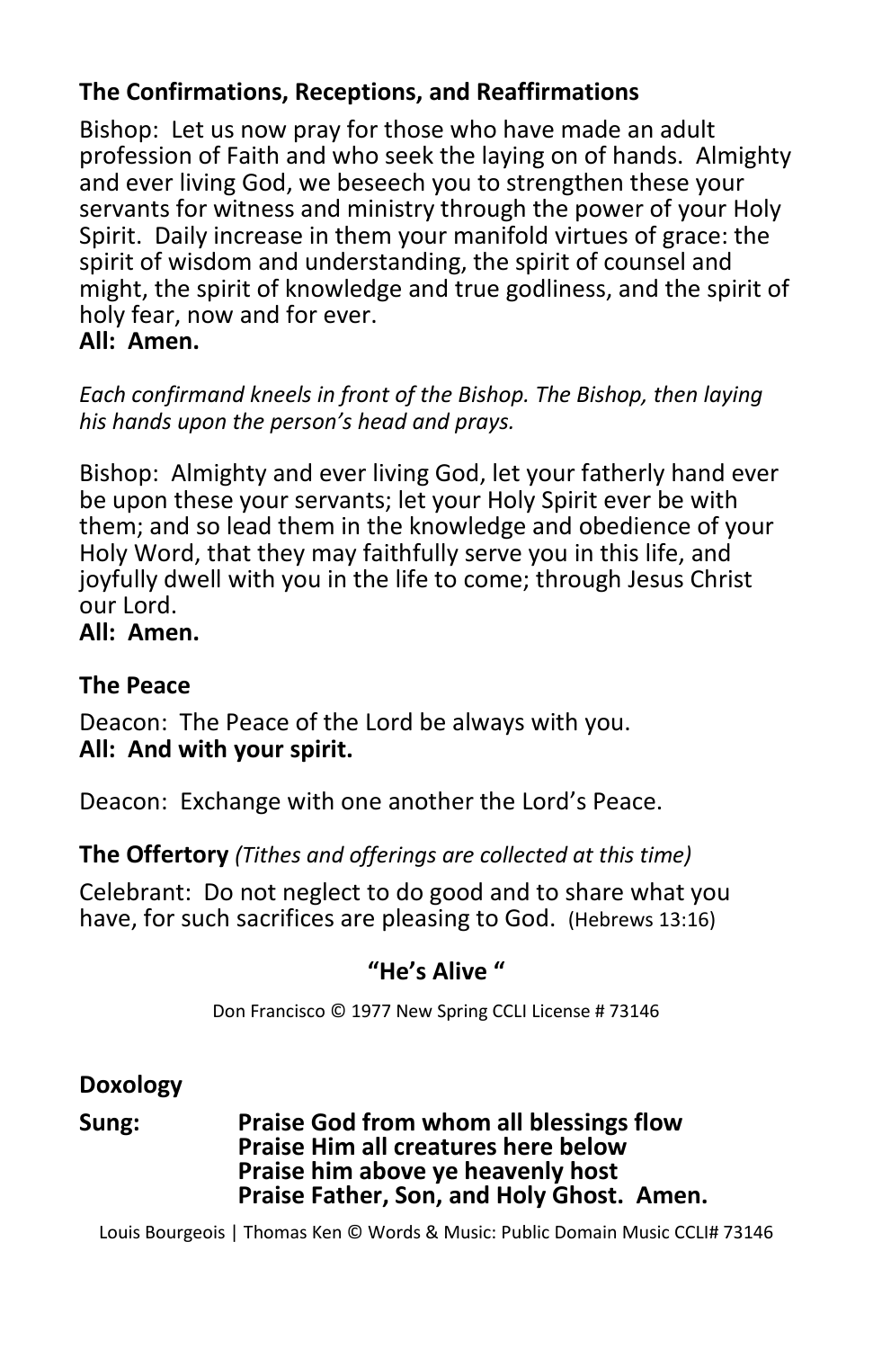### The Confirmations, Receptions, and Reaffirmations

Bishop: Let us now pray for those who have made an adult profession of Faith and who seek the laying on of hands. Almighty and ever living God, we beseech you to strengthen these your servants for witness and ministry through the power of your Holy Spirit. Daily increase in them your manifold virtues of grace: the spirit of wisdom and understanding, the spirit of counsel and might, the spirit of knowledge and true godliness, and the spirit of holy fear, now and for ever.
**All: Amen.**

*Each confirmand kneels in front of the Bishop. The Bishop, then laying his hands upon the person's head and prays.*

Bishop: Almighty and ever living God, let your fatherly hand ever be upon these your servants; let your Holy Spirit ever be with them; and so lead them in the knowledge and obedience of your Holy Word, that they may faithfully serve you in this life, and joyfully dwell with you in the life to come; through Jesus Christ our Lord.
**All: Amen.**

### The Peace

Deacon: The Peace of the Lord be always with you.
**All: And with your spirit.**

Deacon: Exchange with one another the Lord's Peace.

**The Offertory** *(Tithes and offerings are collected at this time)*

Celebrant: Do not neglect to do good and to share what you have, for such sacrifices are pleasing to God. (Hebrews 13:16)

**"He's Alive "**

Don Francisco © 1977 New Spring CCLI License # 73146

### Doxology

**Sung:** **Praise God from whom all blessings flow**
**Praise Him all creatures here below**
**Praise him above ye heavenly host**
**Praise Father, Son, and Holy Ghost. Amen.**

Louis Bourgeois | Thomas Ken © Words & Music: Public Domain Music CCLI# 73146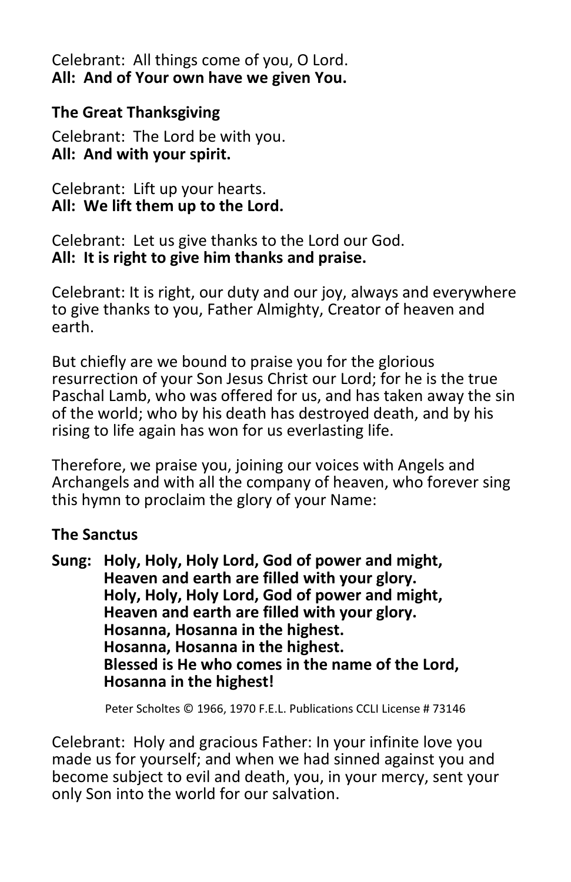Celebrant: All things come of you, O Lord.
**All: And of Your own have we given You.**

**The Great Thanksgiving**

Celebrant: The Lord be with you.
**All: And with your spirit.**

Celebrant: Lift up your hearts.
**All: We lift them up to the Lord.**

Celebrant: Let us give thanks to the Lord our God.
**All: It is right to give him thanks and praise.**

Celebrant: It is right, our duty and our joy, always and everywhere to give thanks to you, Father Almighty, Creator of heaven and earth.

But chiefly are we bound to praise you for the glorious resurrection of your Son Jesus Christ our Lord; for he is the true Paschal Lamb, who was offered for us, and has taken away the sin of the world; who by his death has destroyed death, and by his rising to life again has won for us everlasting life.

Therefore, we praise you, joining our voices with Angels and Archangels and with all the company of heaven, who forever sing this hymn to proclaim the glory of your Name:

**The Sanctus**

**Sung: Holy, Holy, Holy Lord, God of power and might,**
**Heaven and earth are filled with your glory.**
**Holy, Holy, Holy Lord, God of power and might,**
**Heaven and earth are filled with your glory.**
**Hosanna, Hosanna in the highest.**
**Hosanna, Hosanna in the highest.**
**Blessed is He who comes in the name of the Lord,**
**Hosanna in the highest!**

Peter Scholtes © 1966, 1970 F.E.L. Publications CCLI License # 73146

Celebrant: Holy and gracious Father: In your infinite love you made us for yourself; and when we had sinned against you and become subject to evil and death, you, in your mercy, sent your only Son into the world for our salvation.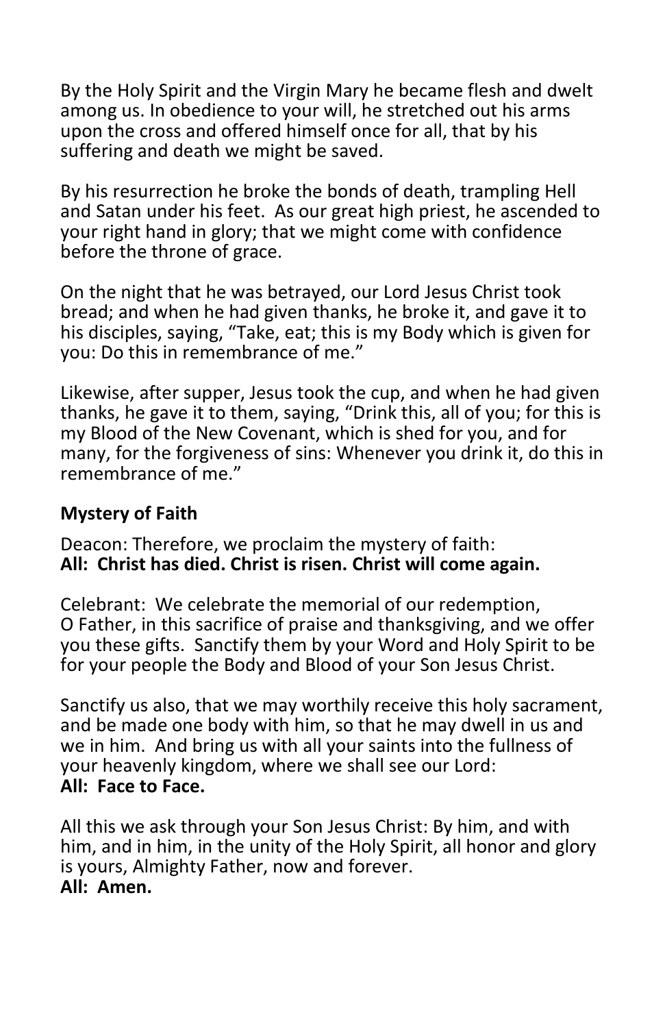By the Holy Spirit and the Virgin Mary he became flesh and dwelt among us. In obedience to your will, he stretched out his arms upon the cross and offered himself once for all, that by his suffering and death we might be saved.

By his resurrection he broke the bonds of death, trampling Hell and Satan under his feet. As our great high priest, he ascended to your right hand in glory; that we might come with confidence before the throne of grace.

On the night that he was betrayed, our Lord Jesus Christ took bread; and when he had given thanks, he broke it, and gave it to his disciples, saying, "Take, eat; this is my Body which is given for you: Do this in remembrance of me."

Likewise, after supper, Jesus took the cup, and when he had given thanks, he gave it to them, saying, "Drink this, all of you; for this is my Blood of the New Covenant, which is shed for you, and for many, for the forgiveness of sins: Whenever you drink it, do this in remembrance of me."

**Mystery of Faith**

Deacon: Therefore, we proclaim the mystery of faith:
**All: Christ has died. Christ is risen. Christ will come again.**

Celebrant: We celebrate the memorial of our redemption, O Father, in this sacrifice of praise and thanksgiving, and we offer you these gifts. Sanctify them by your Word and Holy Spirit to be for your people the Body and Blood of your Son Jesus Christ.

Sanctify us also, that we may worthily receive this holy sacrament, and be made one body with him, so that he may dwell in us and we in him. And bring us with all your saints into the fullness of your heavenly kingdom, where we shall see our Lord:
**All: Face to Face.**

All this we ask through your Son Jesus Christ: By him, and with him, and in him, in the unity of the Holy Spirit, all honor and glory is yours, Almighty Father, now and forever.
**All: Amen.**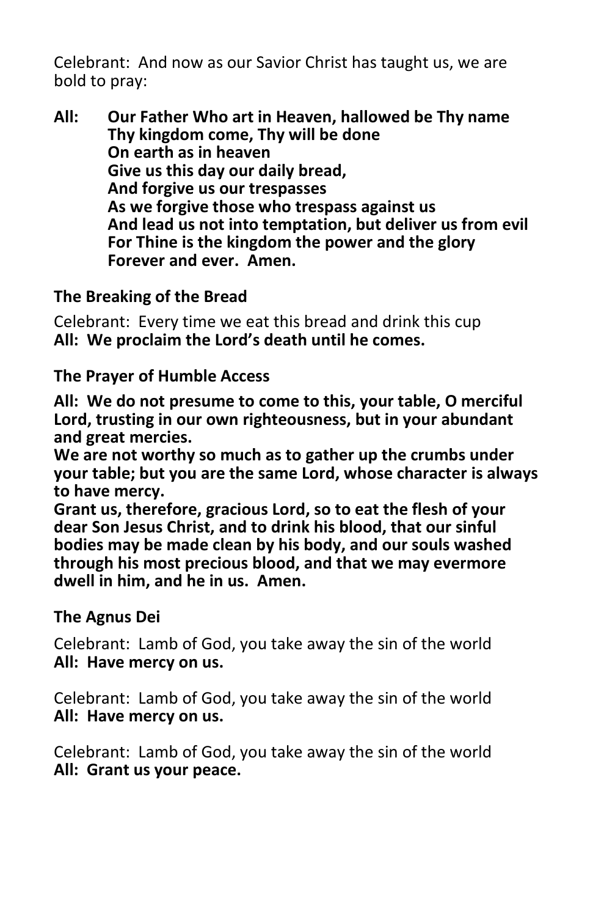Celebrant: And now as our Savior Christ has taught us, we are bold to pray:

**All: Our Father Who art in Heaven, hallowed be Thy name**
**Thy kingdom come, Thy will be done**
**On earth as in heaven**
**Give us this day our daily bread,**
**And forgive us our trespasses**
**As we forgive those who trespass against us**
**And lead us not into temptation, but deliver us from evil**
**For Thine is the kingdom the power and the glory**
**Forever and ever. Amen.**

**The Breaking of the Bread**

Celebrant: Every time we eat this bread and drink this cup
**All: We proclaim the Lord's death until he comes.**

**The Prayer of Humble Access**

**All: We do not presume to come to this, your table, O merciful Lord, trusting in our own righteousness, but in your abundant and great mercies.**
**We are not worthy so much as to gather up the crumbs under your table; but you are the same Lord, whose character is always to have mercy.**
**Grant us, therefore, gracious Lord, so to eat the flesh of your dear Son Jesus Christ, and to drink his blood, that our sinful bodies may be made clean by his body, and our souls washed through his most precious blood, and that we may evermore dwell in him, and he in us. Amen.**

**The Agnus Dei**

Celebrant: Lamb of God, you take away the sin of the world
**All: Have mercy on us.**

Celebrant: Lamb of God, you take away the sin of the world
**All: Have mercy on us.**

Celebrant: Lamb of God, you take away the sin of the world
**All: Grant us your peace.**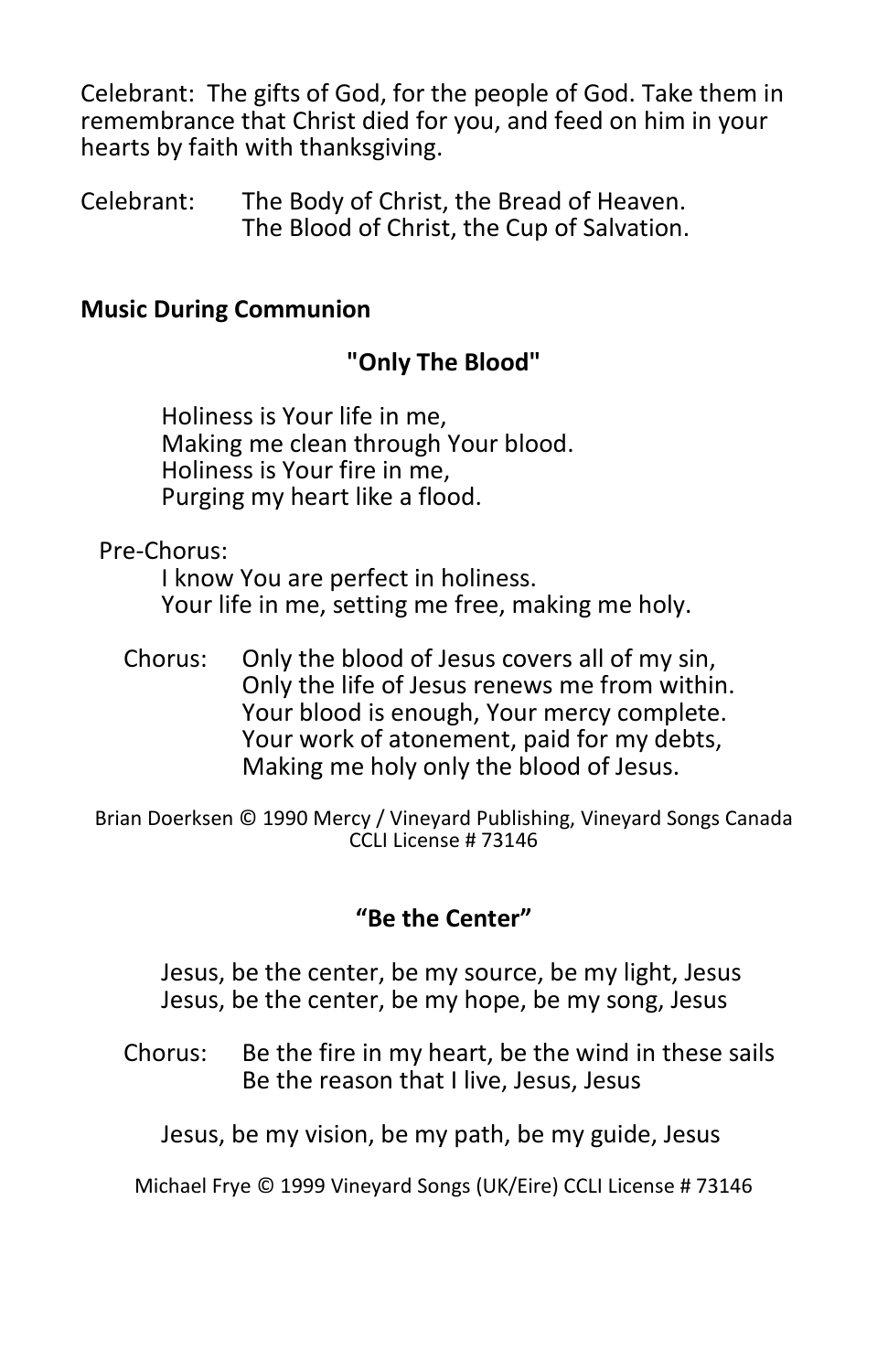Celebrant: The gifts of God, for the people of God. Take them in remembrance that Christ died for you, and feed on him in your hearts by faith with thanksgiving.

Celebrant: The Body of Christ, the Bread of Heaven.
The Blood of Christ, the Cup of Salvation.

**Music During Communion**

**"Only The Blood"**

Holiness is Your life in me,
Making me clean through Your blood.
Holiness is Your fire in me,
Purging my heart like a flood.

Pre-Chorus:
I know You are perfect in holiness.
Your life in me, setting me free, making me holy.

Chorus: Only the blood of Jesus covers all of my sin,
Only the life of Jesus renews me from within.
Your blood is enough, Your mercy complete.
Your work of atonement, paid for my debts,
Making me holy only the blood of Jesus.

Brian Doerksen © 1990 Mercy / Vineyard Publishing, Vineyard Songs Canada
CCLI License # 73146

**“Be the Center”**

Jesus, be the center, be my source, be my light, Jesus
Jesus, be the center, be my hope, be my song, Jesus

Chorus: Be the fire in my heart, be the wind in these sails
Be the reason that I live, Jesus, Jesus

Jesus, be my vision, be my path, be my guide, Jesus

Michael Frye © 1999 Vineyard Songs (UK/Eire) CCLI License # 73146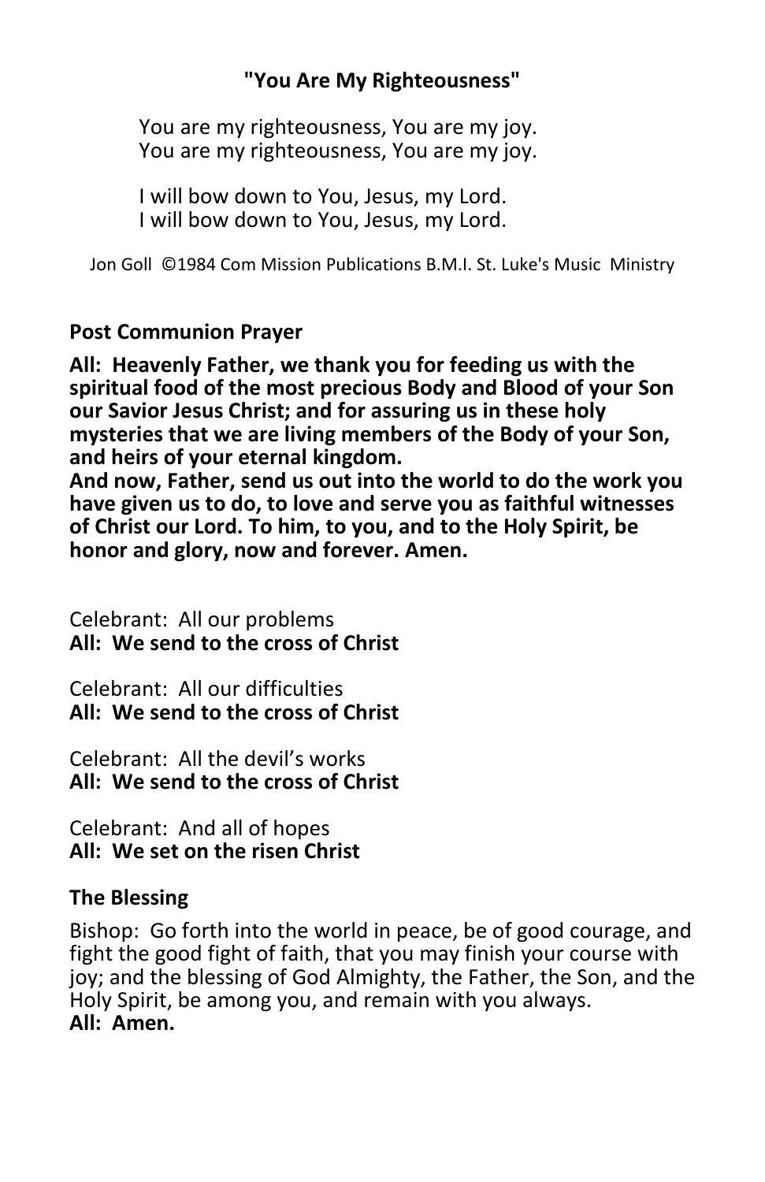**"You Are My Righteousness"**

You are my righteousness, You are my joy.
You are my righteousness, You are my joy.

I will bow down to You, Jesus, my Lord.
I will bow down to You, Jesus, my Lord.

Jon Goll ©1984 Com Mission Publications B.M.I. St. Luke's Music Ministry

**Post Communion Prayer**

**All: Heavenly Father, we thank you for feeding us with the spiritual food of the most precious Body and Blood of your Son our Savior Jesus Christ; and for assuring us in these holy mysteries that we are living members of the Body of your Son, and heirs of your eternal kingdom.**
**And now, Father, send us out into the world to do the work you have given us to do, to love and serve you as faithful witnesses of Christ our Lord. To him, to you, and to the Holy Spirit, be honor and glory, now and forever. Amen.**

Celebrant: All our problems
**All: We send to the cross of Christ**

Celebrant: All our difficulties
**All: We send to the cross of Christ**

Celebrant: All the devil's works
**All: We send to the cross of Christ**

Celebrant: And all of hopes
**All: We set on the risen Christ**

**The Blessing**

Bishop: Go forth into the world in peace, be of good courage, and fight the good fight of faith, that you may finish your course with joy; and the blessing of God Almighty, the Father, the Son, and the Holy Spirit, be among you, and remain with you always.
**All: Amen.**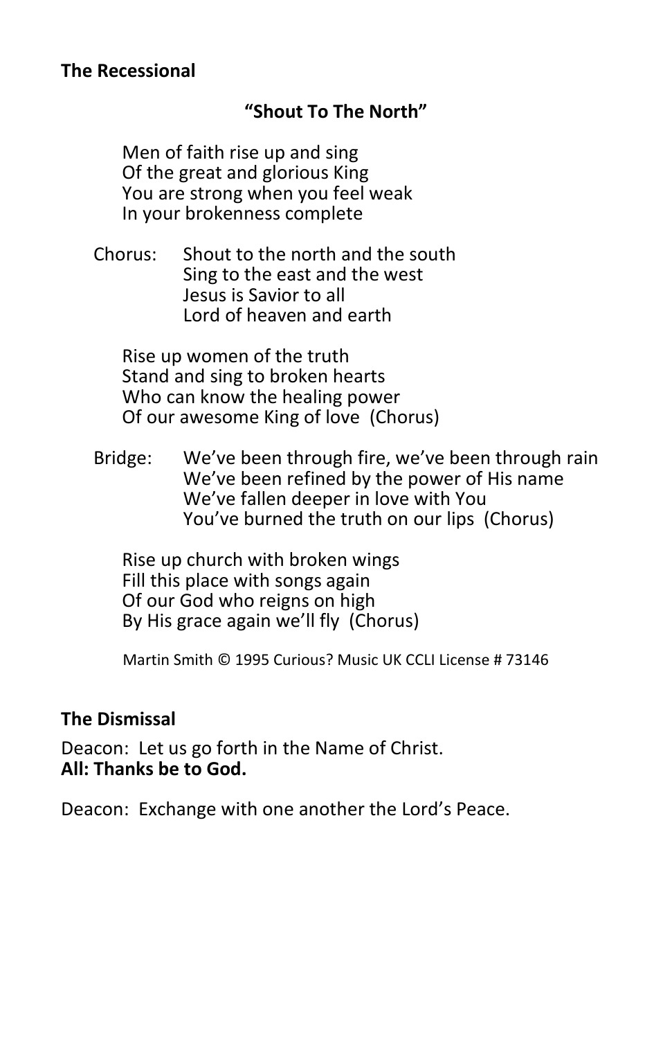**The Recessional**

**"Shout To The North"**

Men of faith rise up and sing
Of the great and glorious King
You are strong when you feel weak
In your brokenness complete

Chorus: Shout to the north and the south
Sing to the east and the west
Jesus is Savior to all
Lord of heaven and earth

Rise up women of the truth
Stand and sing to broken hearts
Who can know the healing power
Of our awesome King of love (Chorus)

Bridge: We've been through fire, we've been through rain
We've been refined by the power of His name
We've fallen deeper in love with You
You've burned the truth on our lips (Chorus)

Rise up church with broken wings
Fill this place with songs again
Of our God who reigns on high
By His grace again we'll fly (Chorus)

Martin Smith © 1995 Curious? Music UK CCLI License # 73146

**The Dismissal**

Deacon: Let us go forth in the Name of Christ.
**All: Thanks be to God.**

Deacon: Exchange with one another the Lord's Peace.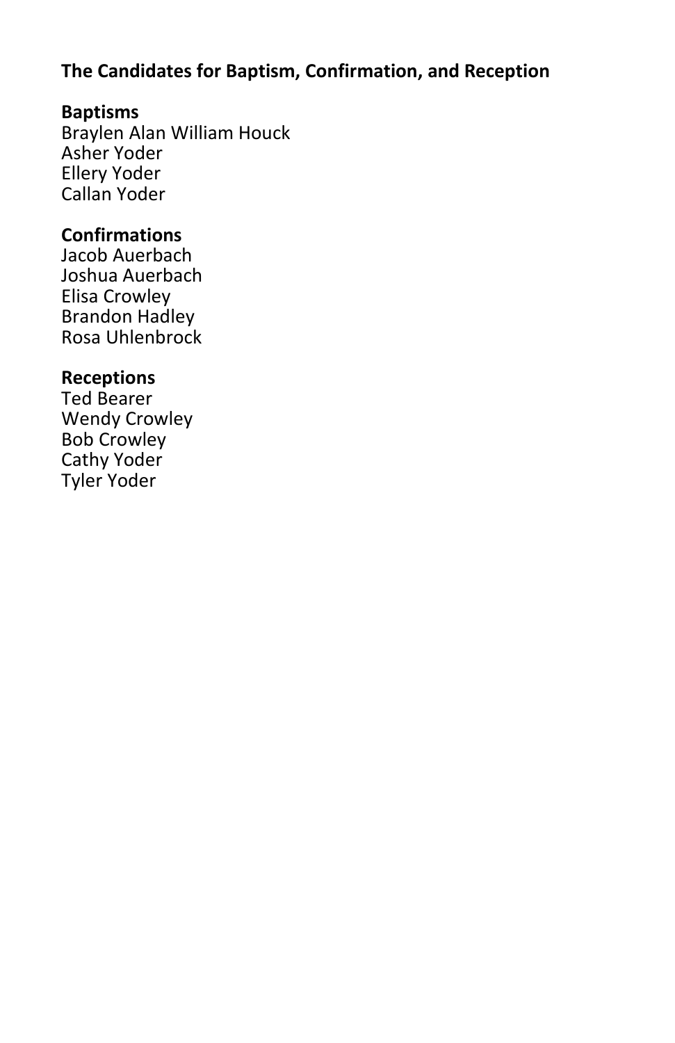## The Candidates for Baptism, Confirmation, and Reception

**Baptisms**
Braylen Alan William Houck
Asher Yoder
Ellery Yoder
Callan Yoder

**Confirmations**
Jacob Auerbach
Joshua Auerbach
Elisa Crowley
Brandon Hadley
Rosa Uhlenbrock

**Receptions**
Ted Bearer
Wendy Crowley
Bob Crowley
Cathy Yoder
Tyler Yoder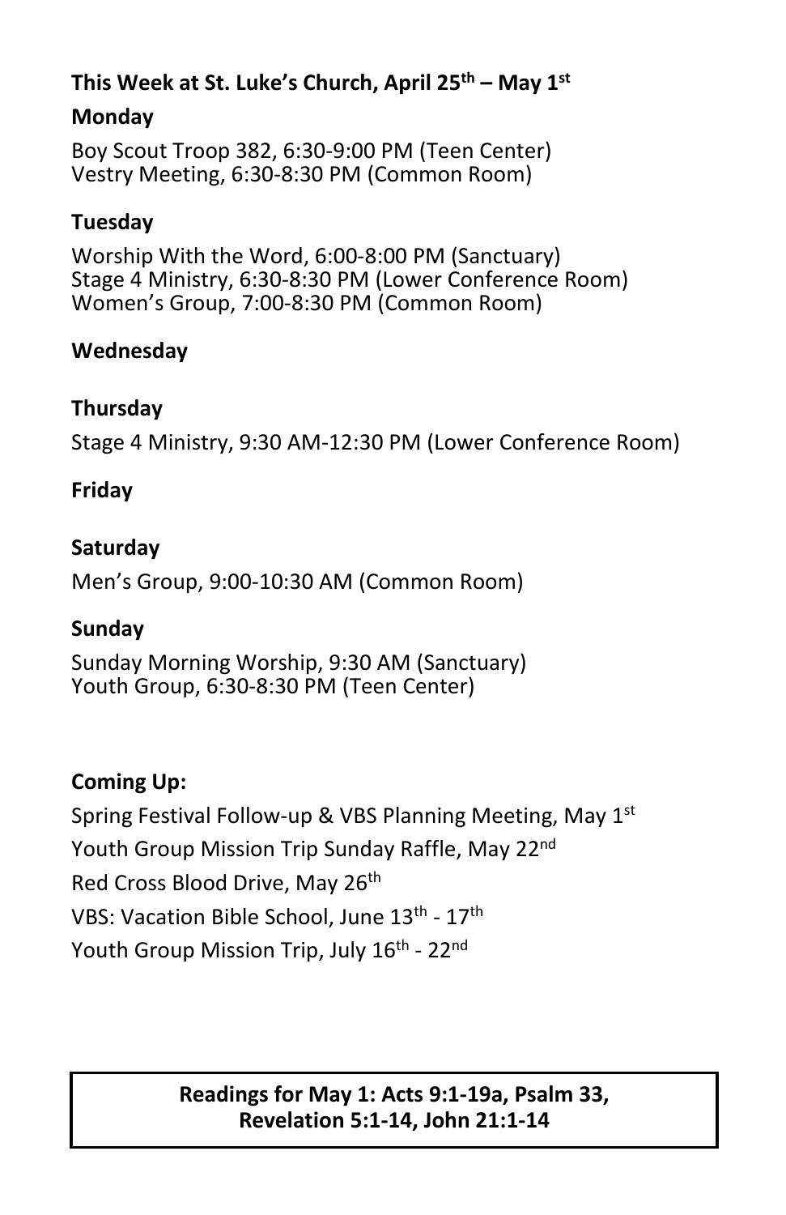## This Week at St. Luke's Church, April 25th – May 1st

### Monday

Boy Scout Troop 382, 6:30-9:00 PM (Teen Center)
Vestry Meeting, 6:30-8:30 PM (Common Room)

### Tuesday

Worship With the Word, 6:00-8:00 PM (Sanctuary)
Stage 4 Ministry, 6:30-8:30 PM (Lower Conference Room)
Women's Group, 7:00-8:30 PM (Common Room)

### Wednesday

### Thursday

Stage 4 Ministry, 9:30 AM-12:30 PM (Lower Conference Room)

### Friday

### Saturday

Men's Group, 9:00-10:30 AM (Common Room)

### Sunday

Sunday Morning Worship, 9:30 AM (Sanctuary)
Youth Group, 6:30-8:30 PM (Teen Center)

### Coming Up:

Spring Festival Follow-up & VBS Planning Meeting, May 1st
Youth Group Mission Trip Sunday Raffle, May 22nd
Red Cross Blood Drive, May 26th
VBS: Vacation Bible School, June 13th - 17th
Youth Group Mission Trip, July 16th - 22nd

**Readings for May 1: Acts 9:1-19a, Psalm 33, Revelation 5:1-14, John 21:1-14**